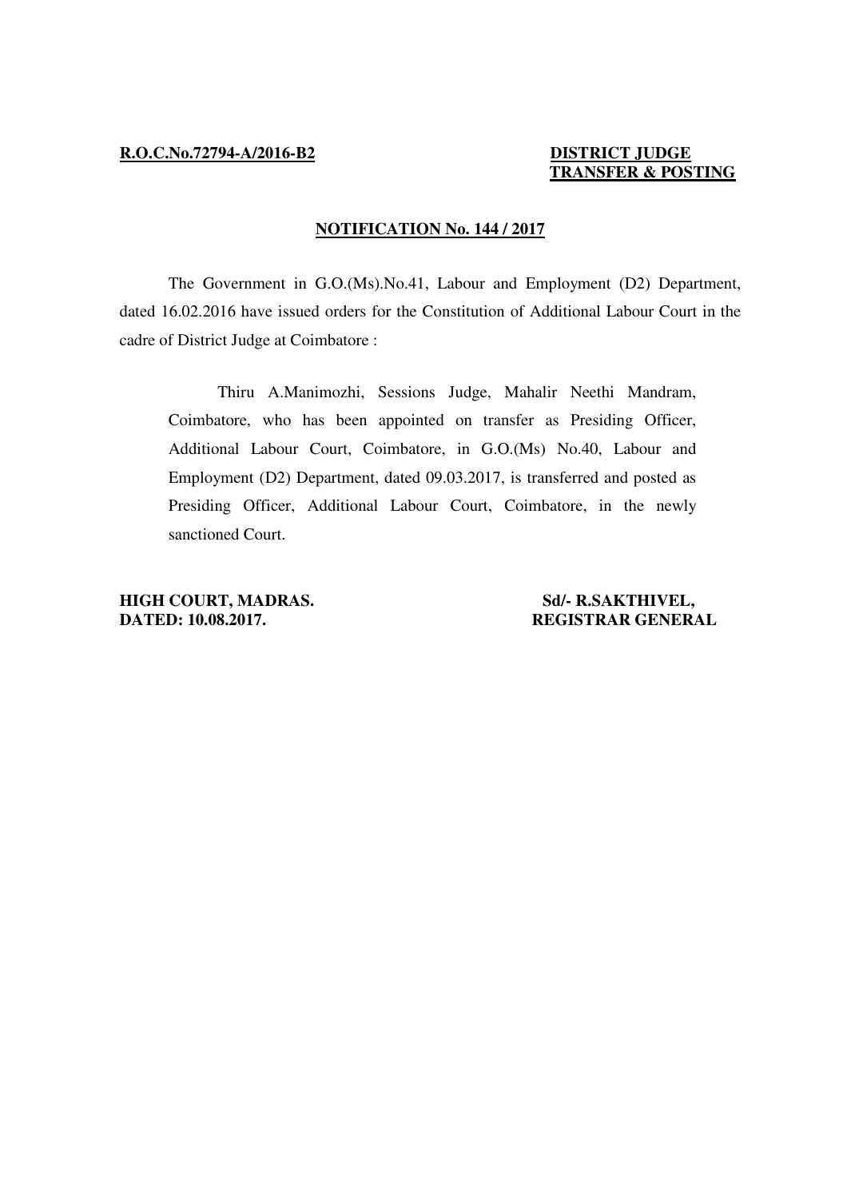**R.O.C.No.72794-A/2016-B2**

**DISTRICT JUDGE TRANSFER & POSTING**

**NOTIFICATION No. 144 / 2017**

The Government in G.O.(Ms).No.41, Labour and Employment (D2) Department, dated 16.02.2016 have issued orders for the Constitution of Additional Labour Court in the cadre of District Judge at Coimbatore :

> Thiru A.Manimozhi, Sessions Judge, Mahalir Neethi Mandram, Coimbatore, who has been appointed on transfer as Presiding Officer, Additional Labour Court, Coimbatore, in G.O.(Ms) No.40, Labour and Employment (D2) Department, dated 09.03.2017, is transferred and posted as Presiding Officer, Additional Labour Court, Coimbatore, in the newly sanctioned Court.

**HIGH COURT, MADRAS.**
**DATED: 10.08.2017.**

**Sd/- R.SAKTHIVEL,**
**REGISTRAR GENERAL**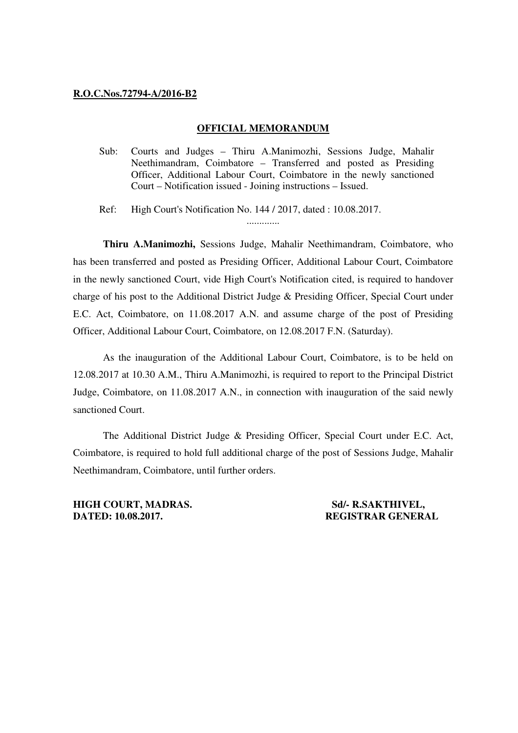**R.O.C.Nos.72794-A/2016-B2**

**OFFICIAL MEMORANDUM**

Sub: Courts and Judges – Thiru A.Manimozhi, Sessions Judge, Mahalir Neethimandram, Coimbatore – Transferred and posted as Presiding Officer, Additional Labour Court, Coimbatore in the newly sanctioned Court – Notification issued - Joining instructions – Issued.

Ref: High Court's Notification No. 144 / 2017, dated : 10.08.2017.

.............

**Thiru A.Manimozhi,** Sessions Judge, Mahalir Neethimandram, Coimbatore, who has been transferred and posted as Presiding Officer, Additional Labour Court, Coimbatore in the newly sanctioned Court, vide High Court's Notification cited, is required to handover charge of his post to the Additional District Judge & Presiding Officer, Special Court under E.C. Act, Coimbatore, on 11.08.2017 A.N. and assume charge of the post of Presiding Officer, Additional Labour Court, Coimbatore, on 12.08.2017 F.N. (Saturday).

As the inauguration of the Additional Labour Court, Coimbatore, is to be held on 12.08.2017 at 10.30 A.M., Thiru A.Manimozhi, is required to report to the Principal District Judge, Coimbatore, on 11.08.2017 A.N., in connection with inauguration of the said newly sanctioned Court.

The Additional District Judge & Presiding Officer, Special Court under E.C. Act, Coimbatore, is required to hold full additional charge of the post of Sessions Judge, Mahalir Neethimandram, Coimbatore, until further orders.

**HIGH COURT, MADRAS.**
**DATED: 10.08.2017.**

**Sd/- R.SAKTHIVEL,**
**REGISTRAR GENERAL**